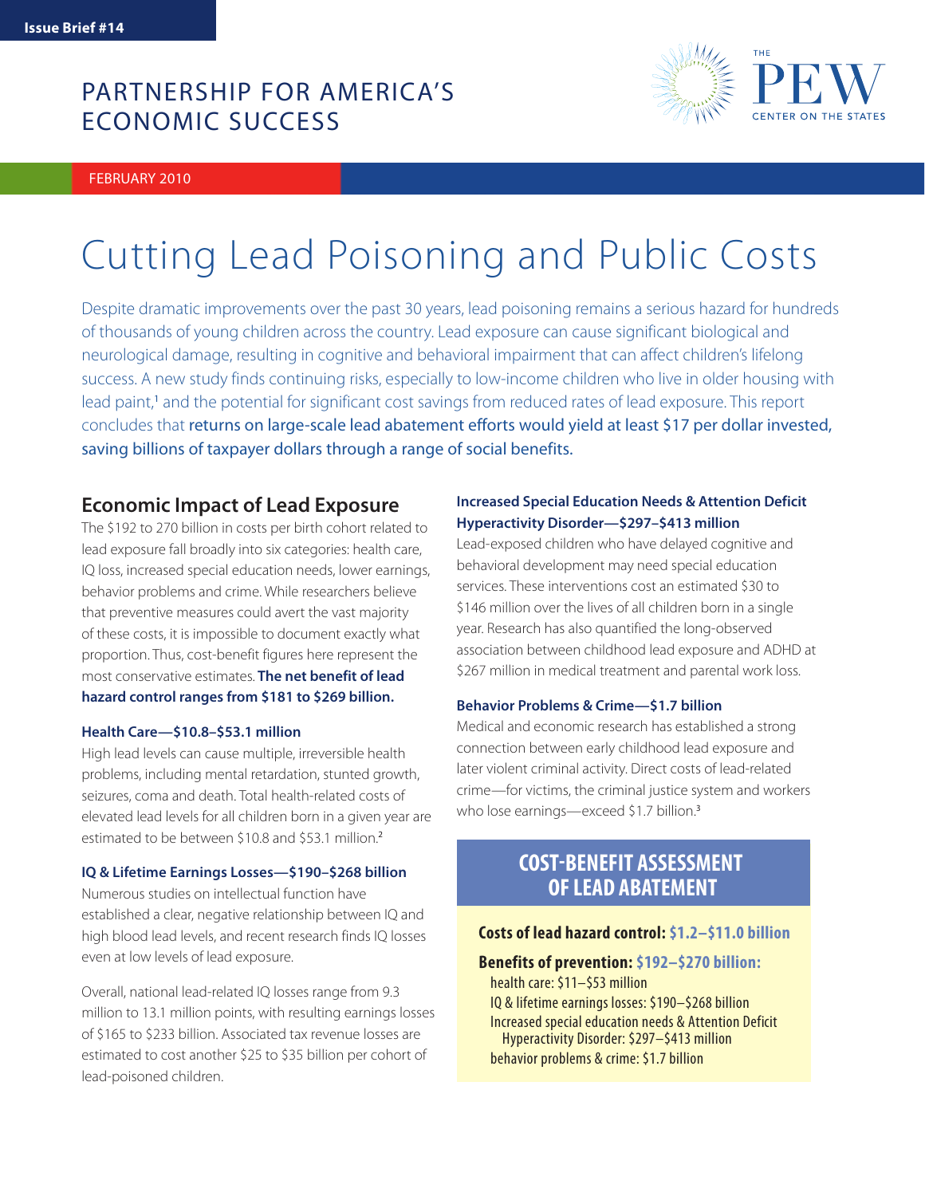Issue Brief #14

PARTNERSHIP FOR AMERICA'S ECONOMIC SUCCESS

THE PEW CENTER ON THE STATES

FEBRUARY 2010

# Cutting Lead Poisoning and Public Costs

Despite dramatic improvements over the past 30 years, lead poisoning remains a serious hazard for hundreds of thousands of young children across the country. Lead exposure can cause significant biological and neurological damage, resulting in cognitive and behavioral impairment that can affect children's lifelong success. A new study finds continuing risks, especially to low-income children who live in older housing with lead paint,[1] and the potential for significant cost savings from reduced rates of lead exposure. This report concludes that returns on large-scale lead abatement efforts would yield at least $17 per dollar invested, saving billions of taxpayer dollars through a range of social benefits.

## Economic Impact of Lead Exposure

The $192 to 270 billion in costs per birth cohort related to lead exposure fall broadly into six categories: health care, IQ loss, increased special education needs, lower earnings, behavior problems and crime. While researchers believe that preventive measures could avert the vast majority of these costs, it is impossible to document exactly what proportion. Thus, cost-benefit figures here represent the most conservative estimates. **The net benefit of lead hazard control ranges from $181 to $269 billion.**

### Health Care—$10.8–$53.1 million

High lead levels can cause multiple, irreversible health problems, including mental retardation, stunted growth, seizures, coma and death. Total health-related costs of elevated lead levels for all children born in a given year are estimated to be between $10.8 and $53.1 million.[2]

### IQ & Lifetime Earnings Losses—$190–$268 billion

Numerous studies on intellectual function have established a clear, negative relationship between IQ and high blood lead levels, and recent research finds IQ losses even at low levels of lead exposure.

Overall, national lead-related IQ losses range from 9.3 million to 13.1 million points, with resulting earnings losses of $165 to $233 billion. Associated tax revenue losses are estimated to cost another $25 to $35 billion per cohort of lead-poisoned children.

### Increased Special Education Needs & Attention Deficit Hyperactivity Disorder—$297–$413 million

Lead-exposed children who have delayed cognitive and behavioral development may need special education services. These interventions cost an estimated $30 to $146 million over the lives of all children born in a single year. Research has also quantified the long-observed association between childhood lead exposure and ADHD at $267 million in medical treatment and parental work loss.

### Behavior Problems & Crime—$1.7 billion

Medical and economic research has established a strong connection between early childhood lead exposure and later violent criminal activity. Direct costs of lead-related crime—for victims, the criminal justice system and workers who lose earnings—exceed $1.7 billion.[3]

### COST-BENEFIT ASSESSMENT OF LEAD ABATEMENT

**Costs of lead hazard control:** $1.2–$11.0 billion

**Benefits of prevention:** $192–$270 billion:

- health care: $11–$53 million
- IQ & lifetime earnings losses: $190–$268 billion
- Increased special education needs & Attention Deficit Hyperactivity Disorder: $297–$413 million
- behavior problems & crime: $1.7 billion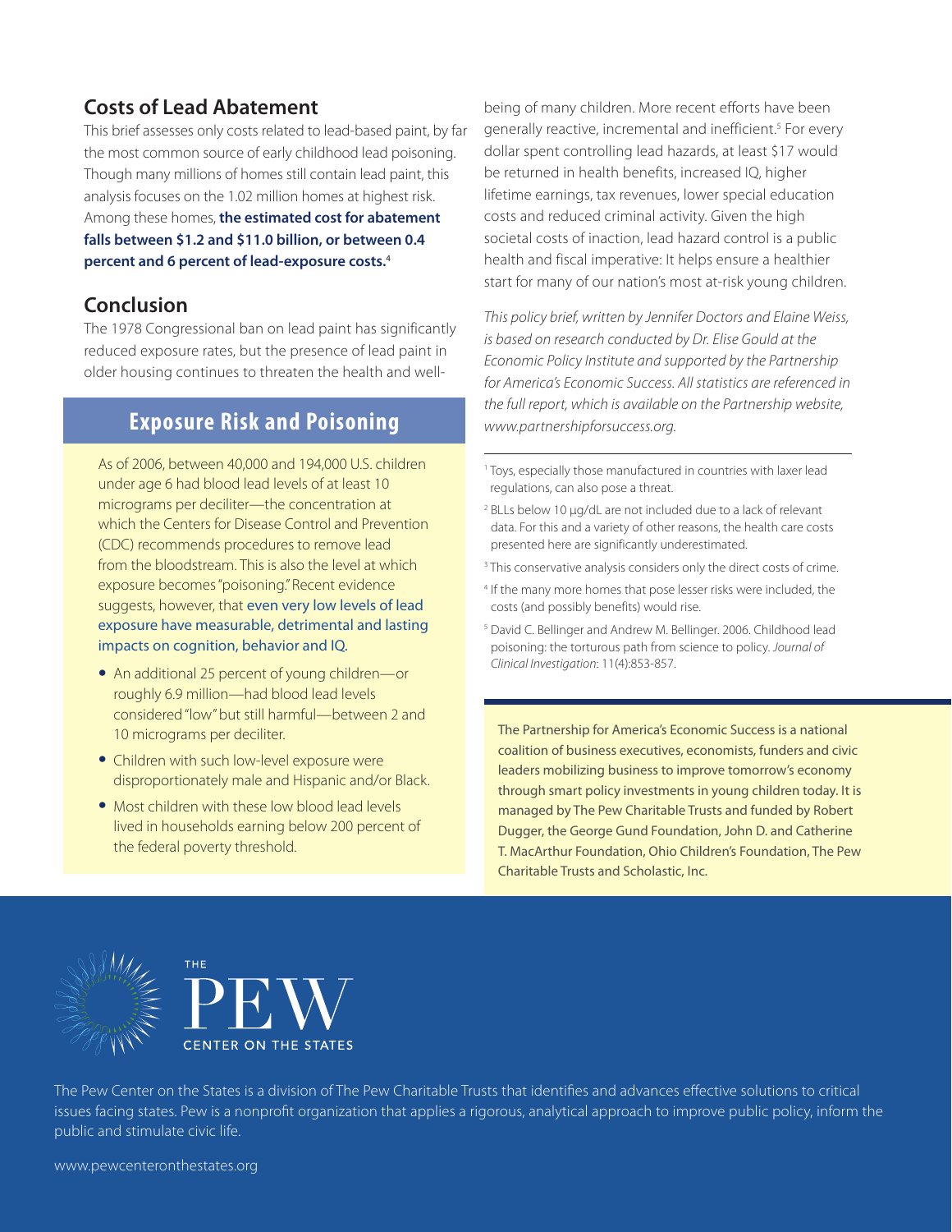## Costs of Lead Abatement

This brief assesses only costs related to lead-based paint, by far the most common source of early childhood lead poisoning. Though many millions of homes still contain lead paint, this analysis focuses on the 1.02 million homes at highest risk. Among these homes, **the estimated cost for abatement falls between $1.2 and $11.0 billion, or between 0.4 percent and 6 percent of lead-exposure costs.**[4]

## Conclusion

The 1978 Congressional ban on lead paint has significantly reduced exposure rates, but the presence of lead paint in older housing continues to threaten the health and well-being of many children. More recent efforts have been generally reactive, incremental and inefficient.[5] For every dollar spent controlling lead hazards, at least $17 would be returned in health benefits, increased IQ, higher lifetime earnings, tax revenues, lower special education costs and reduced criminal activity. Given the high societal costs of inaction, lead hazard control is a public health and fiscal imperative: It helps ensure a healthier start for many of our nation's most at-risk young children.

*This policy brief, written by Jennifer Doctors and Elaine Weiss, is based on research conducted by Dr. Elise Gould at the Economic Policy Institute and supported by the Partnership for America's Economic Success. All statistics are referenced in the full report, which is available on the Partnership website, www.partnershipforsuccess.org.*

### Exposure Risk and Poisoning

As of 2006, between 40,000 and 194,000 U.S. children under age 6 had blood lead levels of at least 10 micrograms per deciliter—the concentration at which the Centers for Disease Control and Prevention (CDC) recommends procedures to remove lead from the bloodstream. This is also the level at which exposure becomes "poisoning." Recent evidence suggests, however, that even very low levels of lead exposure have measurable, detrimental and lasting impacts on cognition, behavior and IQ.

- An additional 25 percent of young children—or roughly 6.9 million—had blood lead levels considered "low" but still harmful—between 2 and 10 micrograms per deciliter.
- Children with such low-level exposure were disproportionately male and Hispanic and/or Black.
- Most children with these low blood lead levels lived in households earning below 200 percent of the federal poverty threshold.

---

[1] Toys, especially those manufactured in countries with laxer lead regulations, can also pose a threat.

[2] BLLs below 10 μg/dL are not included due to a lack of relevant data. For this and a variety of other reasons, the health care costs presented here are significantly underestimated.

[3] This conservative analysis considers only the direct costs of crime.

[4] If the many more homes that pose lesser risks were included, the costs (and possibly benefits) would rise.

[5] David C. Bellinger and Andrew M. Bellinger. 2006. Childhood lead poisoning: the torturous path from science to policy. *Journal of Clinical Investigation*: 11(4):853-857.

The Partnership for America's Economic Success is a national coalition of business executives, economists, funders and civic leaders mobilizing business to improve tomorrow's economy through smart policy investments in young children today. It is managed by The Pew Charitable Trusts and funded by Robert Dugger, the George Gund Foundation, John D. and Catherine T. MacArthur Foundation, Ohio Children's Foundation, The Pew Charitable Trusts and Scholastic, Inc.

THE PEW CENTER ON THE STATES

The Pew Center on the States is a division of The Pew Charitable Trusts that identifies and advances effective solutions to critical issues facing states. Pew is a nonprofit organization that applies a rigorous, analytical approach to improve public policy, inform the public and stimulate civic life.

www.pewcenteronthestates.org